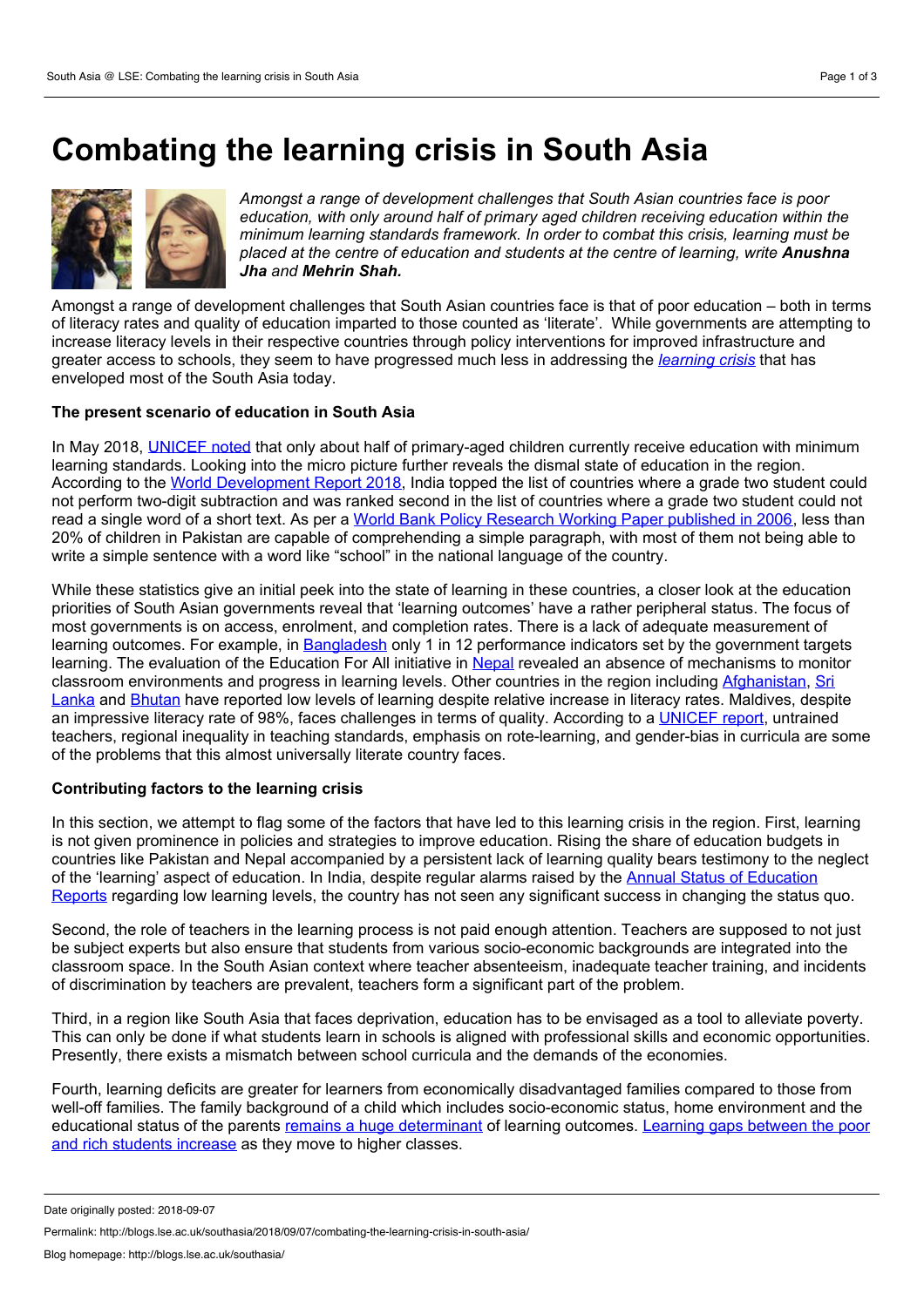# Combating the learning crisis in South Asia

*Amongst a range of development challenges that South Asian countries face is poor education, with only around half of primary aged children receiving education within the minimum learning standards framework. In order to combat this crisis, learning must be placed at the centre of education and students at the centre of learning, write* ***Anushna Jha*** *and* ***Mehrin Shah.***

Amongst a range of development challenges that South Asian countries face is that of poor education – both in terms of literacy rates and quality of education imparted to those counted as 'literate'. While governments are attempting to increase literacy levels in their respective countries through policy interventions for improved infrastructure and greater access to schools, they seem to have progressed much less in addressing the *learning crisis* that has enveloped most of the South Asia today.

**The present scenario of education in South Asia**

In May 2018, UNICEF noted that only about half of primary-aged children currently receive education with minimum learning standards. Looking into the micro picture further reveals the dismal state of education in the region. According to the World Development Report 2018, India topped the list of countries where a grade two student could not perform two-digit subtraction and was ranked second in the list of countries where a grade two student could not read a single word of a short text. As per a World Bank Policy Research Working Paper published in 2006, less than 20% of children in Pakistan are capable of comprehending a simple paragraph, with most of them not being able to write a simple sentence with a word like "school" in the national language of the country.

While these statistics give an initial peek into the state of learning in these countries, a closer look at the education priorities of South Asian governments reveal that 'learning outcomes' have a rather peripheral status. The focus of most governments is on access, enrolment, and completion rates. There is a lack of adequate measurement of learning outcomes. For example, in Bangladesh only 1 in 12 performance indicators set by the government targets learning. The evaluation of the Education For All initiative in Nepal revealed an absence of mechanisms to monitor classroom environments and progress in learning levels. Other countries in the region including Afghanistan, Sri Lanka and Bhutan have reported low levels of learning despite relative increase in literacy rates. Maldives, despite an impressive literacy rate of 98%, faces challenges in terms of quality. According to a UNICEF report, untrained teachers, regional inequality in teaching standards, emphasis on rote-learning, and gender-bias in curricula are some of the problems that this almost universally literate country faces.

**Contributing factors to the learning crisis**

In this section, we attempt to flag some of the factors that have led to this learning crisis in the region. First, learning is not given prominence in policies and strategies to improve education. Rising the share of education budgets in countries like Pakistan and Nepal accompanied by a persistent lack of learning quality bears testimony to the neglect of the 'learning' aspect of education. In India, despite regular alarms raised by the Annual Status of Education Reports regarding low learning levels, the country has not seen any significant success in changing the status quo.

Second, the role of teachers in the learning process is not paid enough attention. Teachers are supposed to not just be subject experts but also ensure that students from various socio-economic backgrounds are integrated into the classroom space. In the South Asian context where teacher absenteeism, inadequate teacher training, and incidents of discrimination by teachers are prevalent, teachers form a significant part of the problem.

Third, in a region like South Asia that faces deprivation, education has to be envisaged as a tool to alleviate poverty. This can only be done if what students learn in schools is aligned with professional skills and economic opportunities. Presently, there exists a mismatch between school curricula and the demands of the economies.

Fourth, learning deficits are greater for learners from economically disadvantaged families compared to those from well-off families. The family background of a child which includes socio-economic status, home environment and the educational status of the parents remains a huge determinant of learning outcomes. Learning gaps between the poor and rich students increase as they move to higher classes.

Date originally posted: 2018-09-07

Permalink: http://blogs.lse.ac.uk/southasia/2018/09/07/combating-the-learning-crisis-in-south-asia/

Blog homepage: http://blogs.lse.ac.uk/southasia/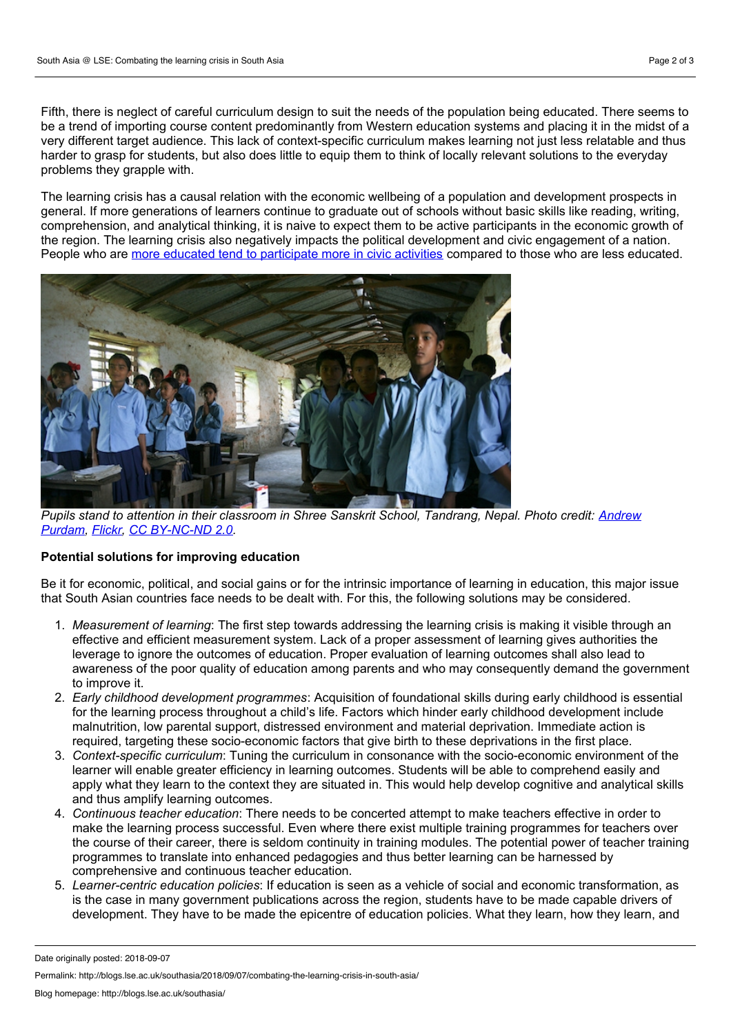Fifth, there is neglect of careful curriculum design to suit the needs of the population being educated. There seems to be a trend of importing course content predominantly from Western education systems and placing it in the midst of a very different target audience. This lack of context-specific curriculum makes learning not just less relatable and thus harder to grasp for students, but also does little to equip them to think of locally relevant solutions to the everyday problems they grapple with.

The learning crisis has a causal relation with the economic wellbeing of a population and development prospects in general. If more generations of learners continue to graduate out of schools without basic skills like reading, writing, comprehension, and analytical thinking, it is naive to expect them to be active participants in the economic growth of the region. The learning crisis also negatively impacts the political development and civic engagement of a nation. People who are more educated tend to participate more in civic activities compared to those who are less educated.

*Pupils stand to attention in their classroom in Shree Sanskrit School, Tandrang, Nepal. Photo credit: Andrew Purdam, Flickr, CC BY-NC-ND 2.0.*

**Potential solutions for improving education**

Be it for economic, political, and social gains or for the intrinsic importance of learning in education, this major issue that South Asian countries face needs to be dealt with. For this, the following solutions may be considered.

1. *Measurement of learning*: The first step towards addressing the learning crisis is making it visible through an effective and efficient measurement system. Lack of a proper assessment of learning gives authorities the leverage to ignore the outcomes of education. Proper evaluation of learning outcomes shall also lead to awareness of the poor quality of education among parents and who may consequently demand the government to improve it.
2. *Early childhood development programmes*: Acquisition of foundational skills during early childhood is essential for the learning process throughout a child's life. Factors which hinder early childhood development include malnutrition, low parental support, distressed environment and material deprivation. Immediate action is required, targeting these socio-economic factors that give birth to these deprivations in the first place.
3. *Context-specific curriculum*: Tuning the curriculum in consonance with the socio-economic environment of the learner will enable greater efficiency in learning outcomes. Students will be able to comprehend easily and apply what they learn to the context they are situated in. This would help develop cognitive and analytical skills and thus amplify learning outcomes.
4. *Continuous teacher education*: There needs to be concerted attempt to make teachers effective in order to make the learning process successful. Even where there exist multiple training programmes for teachers over the course of their career, there is seldom continuity in training modules. The potential power of teacher training programmes to translate into enhanced pedagogies and thus better learning can be harnessed by comprehensive and continuous teacher education.
5. *Learner-centric education policies*: If education is seen as a vehicle of social and economic transformation, as is the case in many government publications across the region, students have to be made capable drivers of development. They have to be made the epicentre of education policies. What they learn, how they learn, and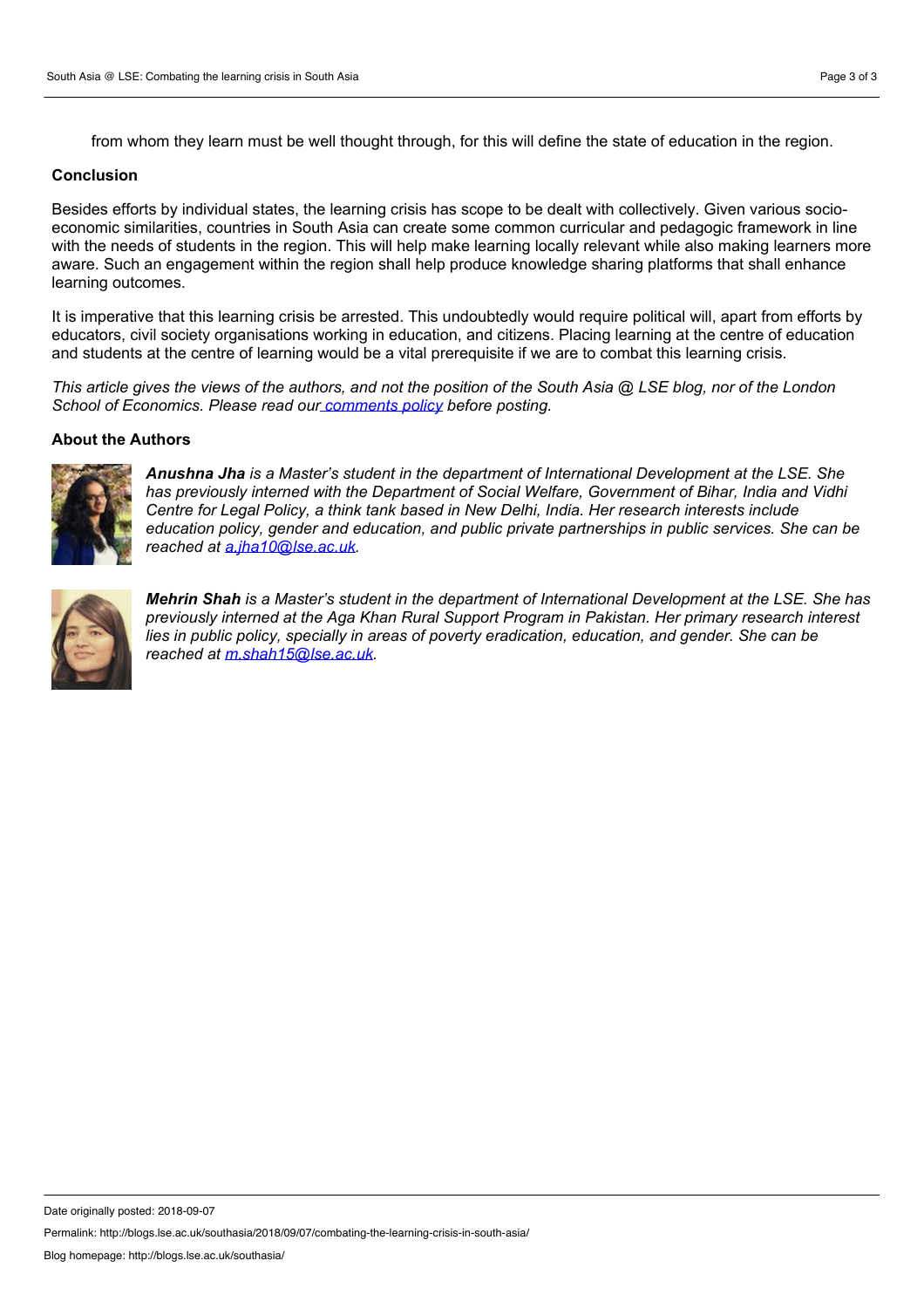from whom they learn must be well thought through, for this will define the state of education in the region.

### Conclusion

Besides efforts by individual states, the learning crisis has scope to be dealt with collectively. Given various socio-economic similarities, countries in South Asia can create some common curricular and pedagogic framework in line with the needs of students in the region. This will help make learning locally relevant while also making learners more aware. Such an engagement within the region shall help produce knowledge sharing platforms that shall enhance learning outcomes.

It is imperative that this learning crisis be arrested. This undoubtedly would require political will, apart from efforts by educators, civil society organisations working in education, and citizens. Placing learning at the centre of education and students at the centre of learning would be a vital prerequisite if we are to combat this learning crisis.

*This article gives the views of the authors, and not the position of the South Asia @ LSE blog, nor of the London School of Economics. Please read our comments policy before posting.*

### About the Authors

***Anushna Jha*** *is a Master's student in the department of International Development at the LSE. She has previously interned with the Department of Social Welfare, Government of Bihar, India and Vidhi Centre for Legal Policy, a think tank based in New Delhi, India. Her research interests include education policy, gender and education, and public private partnerships in public services. She can be reached at a.jha10@lse.ac.uk.*

***Mehrin Shah*** *is a Master's student in the department of International Development at the LSE. She has previously interned at the Aga Khan Rural Support Program in Pakistan. Her primary research interest lies in public policy, specially in areas of poverty eradication, education, and gender. She can be reached at m.shah15@lse.ac.uk.*

Date originally posted: 2018-09-07

Permalink: http://blogs.lse.ac.uk/southasia/2018/09/07/combating-the-learning-crisis-in-south-asia/

Blog homepage: http://blogs.lse.ac.uk/southasia/